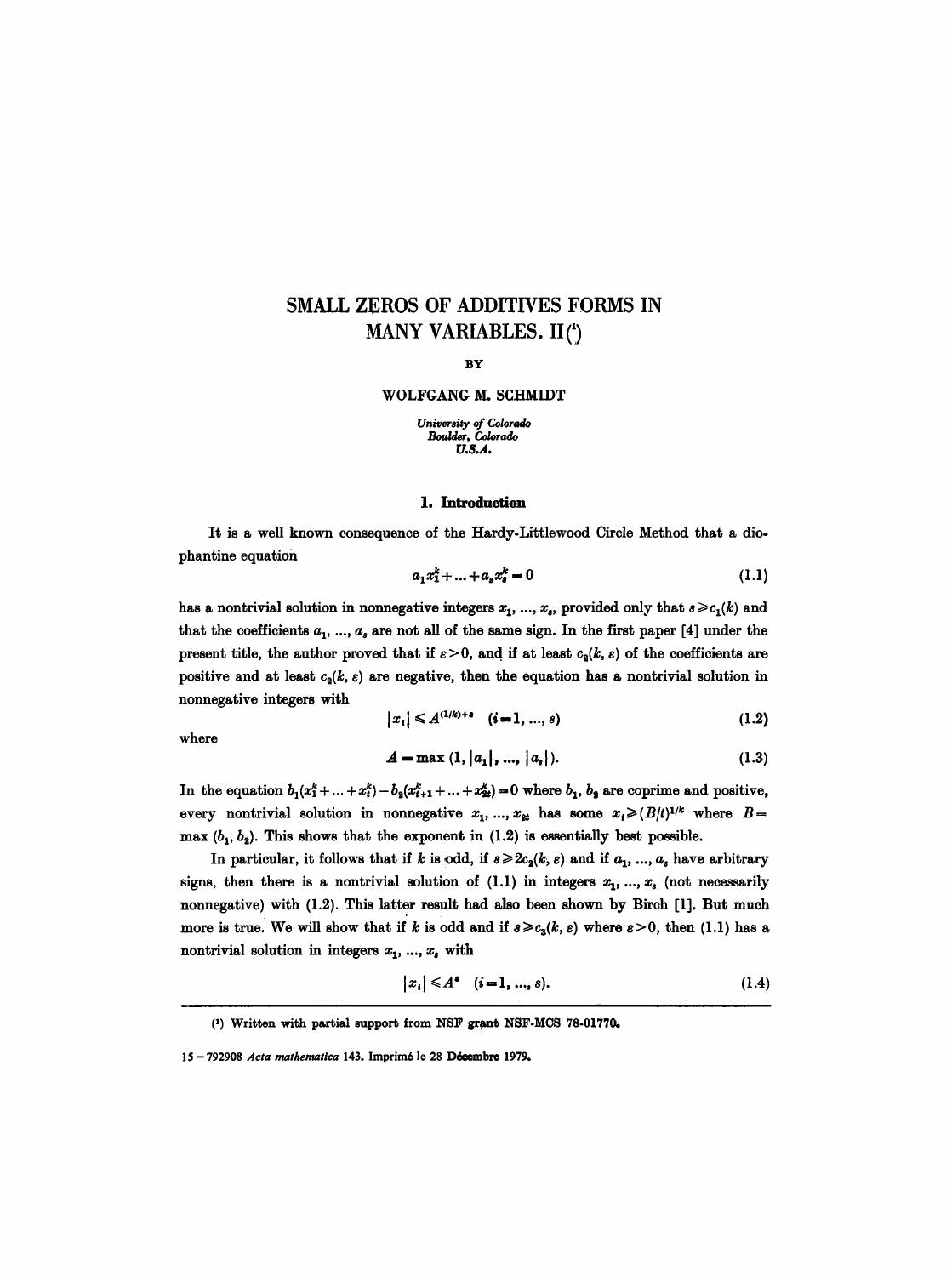# SMALL ZEROS OF ADDITIVES FORMS IN MANY VARIABLES. II[1]

BY

WOLFGANG M. SCHMIDT

*University of Colorado*
*Boulder, Colorado*
*U.S.A.*

## 1. Introduction

It is a well known consequence of the Hardy-Littlewood Circle Method that a diophantine equation

$$a_1 x_1^k + \ldots + a_s x_s^k = 0 \tag{1.1}$$

has a nontrivial solution in nonnegative integers $x_1, \ldots, x_s$, provided only that $s \geqslant c_1(k)$ and that the coefficients $a_1, \ldots, a_s$ are not all of the same sign. In the first paper [4] under the present title, the author proved that if $\varepsilon > 0$, and if at least $c_2(k, \varepsilon)$ of the coefficients are positive and at least $c_2(k, \varepsilon)$ are negative, then the equation has a nontrivial solution in nonnegative integers with

$$|x_i| \leqslant A^{(1/k)+\varepsilon} \quad (i = 1, \ldots, s) \tag{1.2}$$

where

$$A = \max(1, |a_1|, \ldots, |a_s|). \tag{1.3}$$

In the equation $b_1(x_1^k + \ldots + x_t^k) - b_2(x_{t+1}^k + \ldots + x_{2t}^k) = 0$ where $b_1, b_2$ are coprime and positive, every nontrivial solution in nonnegative $x_1, \ldots, x_{2t}$ has some $x_i \geqslant (B/t)^{1/k}$ where $B = \max(b_1, b_2)$. This shows that the exponent in (1.2) is essentially best possible.

In particular, it follows that if $k$ is odd, if $s \geqslant 2c_2(k, \varepsilon)$ and if $a_1, \ldots, a_s$ have arbitrary signs, then there is a nontrivial solution of (1.1) in integers $x_1, \ldots, x_s$ (not necessarily nonnegative) with (1.2). This latter result had also been shown by Birch [1]. But much more is true. We will show that if $k$ is odd and if $s \geqslant c_3(k, \varepsilon)$ where $\varepsilon > 0$, then (1.1) has a nontrivial solution in integers $x_1, \ldots, x_s$ with

$$|x_i| \leqslant A^{\varepsilon} \quad (i = 1, \ldots, s). \tag{1.4}$$

---

[1] Written with partial support from NSF grant NSF-MCS 78-01770.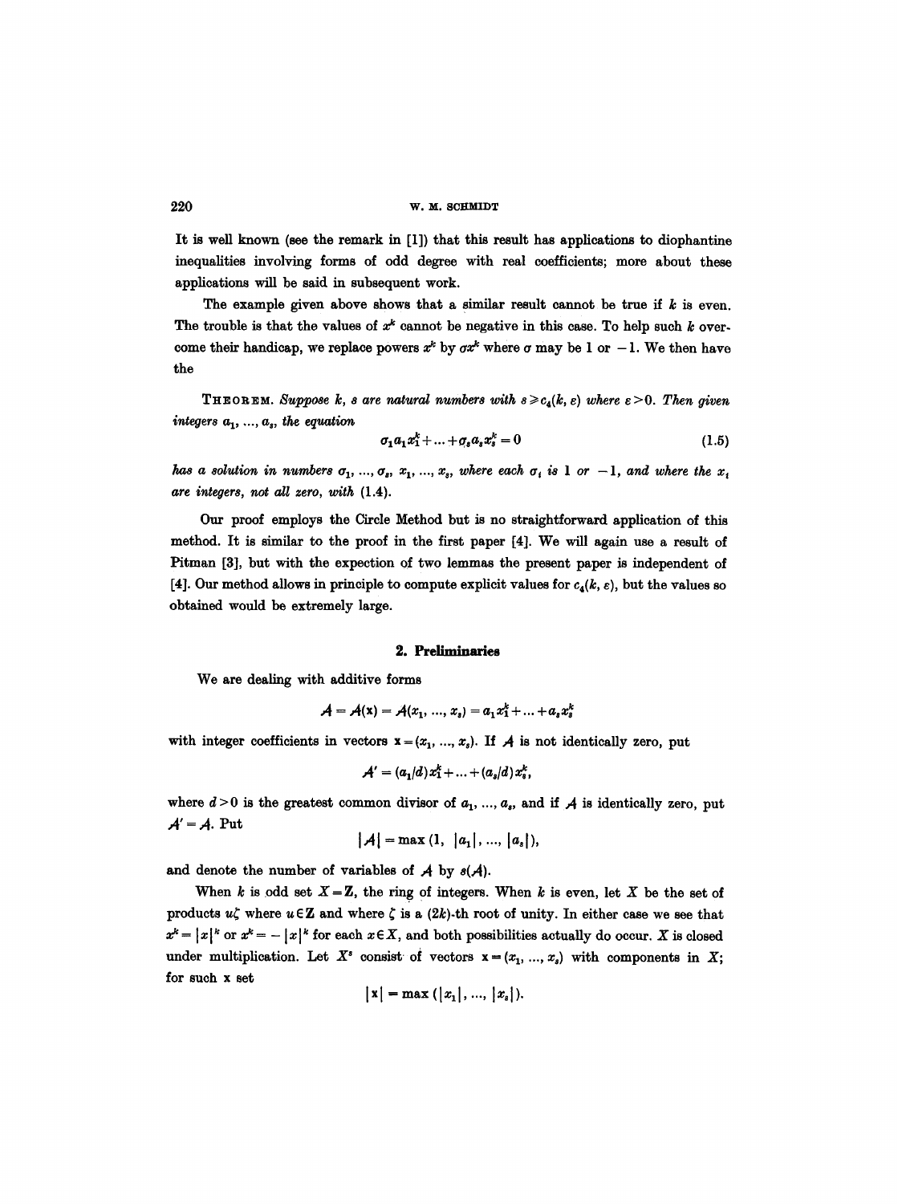It is well known (see the remark in [1]) that this result has applications to diophantine inequalities involving forms of odd degree with real coefficients; more about these applications will be said in subsequent work.

The example given above shows that a similar result cannot be true if $k$ is even. The trouble is that the values of $x^k$ cannot be negative in this case. To help such $k$ overcome their handicap, we replace powers $x^k$ by $\sigma x^k$ where $\sigma$ may be 1 or $-1$. We then have the

THEOREM. *Suppose $k$, $s$ are natural numbers with $s \geq c_4(k, \varepsilon)$ where $\varepsilon > 0$. Then given integers $a_1, \ldots, a_s$, the equation*

$$\sigma_1 a_1 x_1^k + \ldots + \sigma_s a_s x_s^k = 0 \tag{1.5}$$

*has a solution in numbers $\sigma_1, \ldots, \sigma_s$, $x_1, \ldots, x_s$, where each $\sigma_i$ is 1 or $-1$, and where the $x_i$ are integers, not all zero, with* (1.4).

Our proof employs the Circle Method but is no straightforward application of this method. It is similar to the proof in the first paper [4]. We will again use a result of Pitman [3], but with the expection of two lemmas the present paper is independent of [4]. Our method allows in principle to compute explicit values for $c_4(k, \varepsilon)$, but the values so obtained would be extremely large.

## 2. Preliminaries

We are dealing with additive forms

$$\mathcal{A} = \mathcal{A}(\mathbf{x}) = \mathcal{A}(x_1, \ldots, x_s) = a_1 x_1^k + \ldots + a_s x_s^k$$

with integer coefficients in vectors $\mathbf{x} = (x_1, \ldots, x_s)$. If $\mathcal{A}$ is not identically zero, put

$$\mathcal{A}' = (a_1/d) x_1^k + \ldots + (a_s/d) x_s^k,$$

where $d > 0$ is the greatest common divisor of $a_1, \ldots, a_s$, and if $\mathcal{A}$ is identically zero, put $\mathcal{A}' = \mathcal{A}$. Put

$$|\mathcal{A}| = \max(1, |a_1|, \ldots, |a_s|),$$

and denote the number of variables of $\mathcal{A}$ by $s(\mathcal{A})$.

When $k$ is odd set $X = \mathbf{Z}$, the ring of integers. When $k$ is even, let $X$ be the set of products $u\zeta$ where $u \in \mathbf{Z}$ and where $\zeta$ is a $(2k)$-th root of unity. In either case we see that $x^k = |x|^k$ or $x^k = -|x|^k$ for each $x \in X$, and both possibilities actually do occur. $X$ is closed under multiplication. Let $X^s$ consist of vectors $\mathbf{x} = (x_1, \ldots, x_s)$ with components in $X$; for such $\mathbf{x}$ set

$$|\mathbf{x}| = \max(|x_1|, \ldots, |x_s|).$$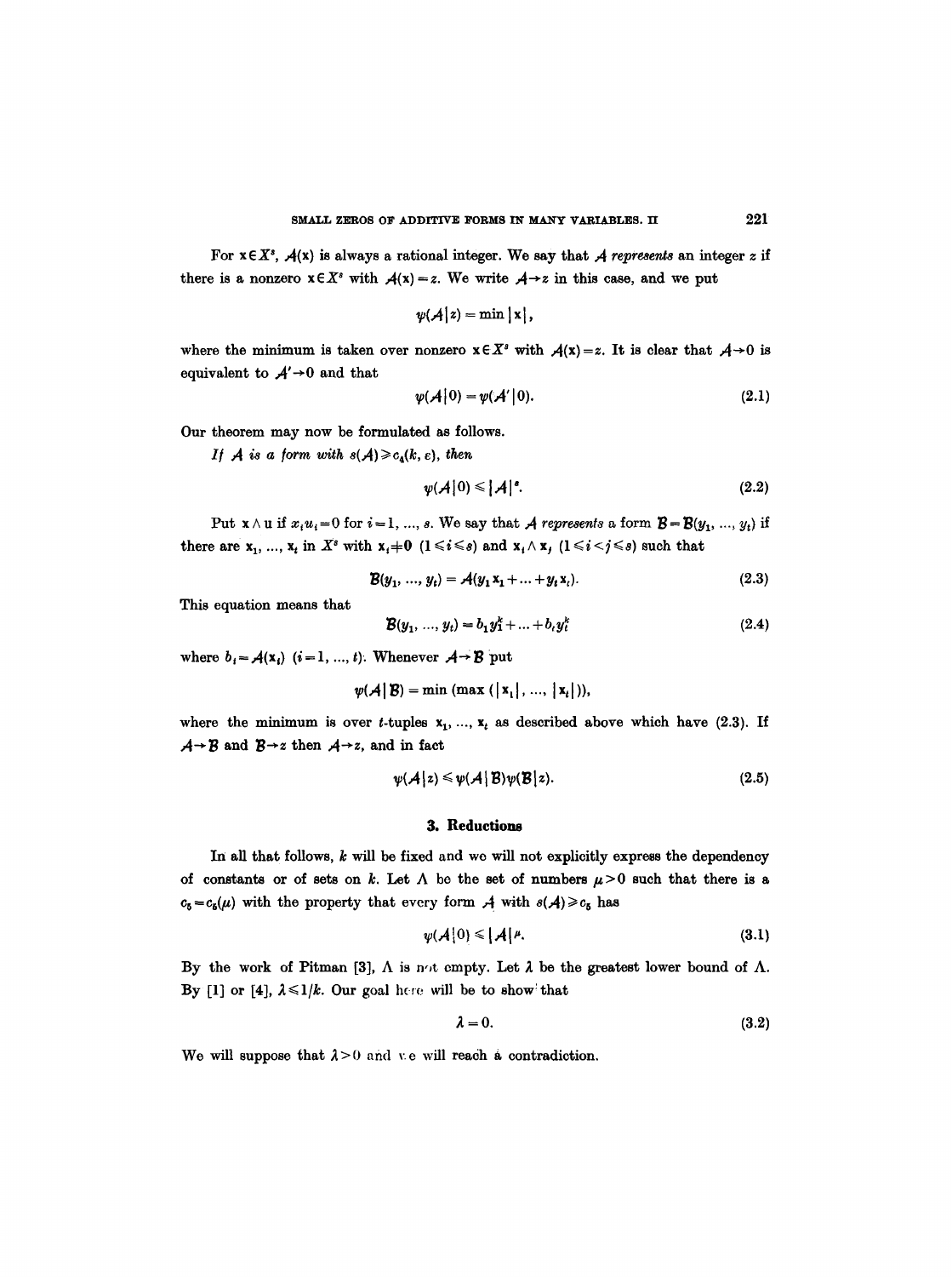For $\mathbf{x} \in X^s$, $\mathcal{A}(\mathbf{x})$ is always a rational integer. We say that $\mathcal{A}$ *represents* an integer $z$ if there is a nonzero $\mathbf{x} \in X^s$ with $\mathcal{A}(\mathbf{x}) = z$. We write $\mathcal{A} \to z$ in this case, and we put

$$\psi(\mathcal{A} \mid z) = \min |\mathbf{x}|,$$

where the minimum is taken over nonzero $\mathbf{x} \in X^s$ with $\mathcal{A}(\mathbf{x}) = z$. It is clear that $\mathcal{A} \to 0$ is equivalent to $\mathcal{A}' \to 0$ and that

$$\psi(\mathcal{A} \mid 0) = \psi(\mathcal{A}' \mid 0). \tag{2.1}$$

Our theorem may now be formulated as follows.

*If $\mathcal{A}$ is a form with $s(\mathcal{A}) \geqslant c_4(k, \varepsilon)$, then*

$$\psi(\mathcal{A} \mid 0) \leqslant |\mathcal{A}|^{\varepsilon}. \tag{2.2}$$

Put $\mathbf{x} \wedge \mathbf{u}$ if $x_i u_i = 0$ for $i = 1, \ldots, s$. We say that $\mathcal{A}$ *represents* a form $\mathcal{B} = \mathcal{B}(y_1, \ldots, y_t)$ if there are $\mathbf{x}_1, \ldots, \mathbf{x}_t$ in $X^s$ with $\mathbf{x}_i \neq \mathbf{0}$ $(1 \leqslant i \leqslant s)$ and $\mathbf{x}_i \wedge \mathbf{x}_j$ $(1 \leqslant i < j \leqslant s)$ such that

$$\mathcal{B}(y_1, \ldots, y_t) = \mathcal{A}(y_1 \mathbf{x}_1 + \ldots + y_t \mathbf{x}_t). \tag{2.3}$$

This equation means that

$$\mathcal{B}(y_1, \ldots, y_t) = b_1 y_1^k + \ldots + b_t y_t^k \tag{2.4}$$

where $b_i = \mathcal{A}(\mathbf{x}_i)$ $(i = 1, \ldots, t)$. Whenever $\mathcal{A} \to \mathcal{B}$ put

$$\psi(\mathcal{A} \mid \mathcal{B}) = \min (\max (|\mathbf{x}_1|, \ldots, |\mathbf{x}_t|)),$$

where the minimum is over $t$-tuples $\mathbf{x}_1, \ldots, \mathbf{x}_t$ as described above which have (2.3). If $\mathcal{A} \to \mathcal{B}$ and $\mathcal{B} \to z$ then $\mathcal{A} \to z$, and in fact

$$\psi(\mathcal{A} \mid z) \leqslant \psi(\mathcal{A} \mid \mathcal{B}) \psi(\mathcal{B} \mid z). \tag{2.5}$$

## 3. Reductions

In all that follows, $k$ will be fixed and we will not explicitly express the dependency of constants or of sets on $k$. Let $\Lambda$ be the set of numbers $\mu > 0$ such that there is a $c_5 = c_5(\mu)$ with the property that every form $\mathcal{A}$ with $s(\mathcal{A}) \geqslant c_5$ has

$$\psi(\mathcal{A} \mid 0) \leqslant |\mathcal{A}|^{\mu}. \tag{3.1}$$

By the work of Pitman [3], $\Lambda$ is not empty. Let $\lambda$ be the greatest lower bound of $\Lambda$. By [1] or [4], $\lambda \leqslant 1/k$. Our goal here will be to show that

$$\lambda = 0. \tag{3.2}$$

We will suppose that $\lambda > 0$ and we will reach a contradiction.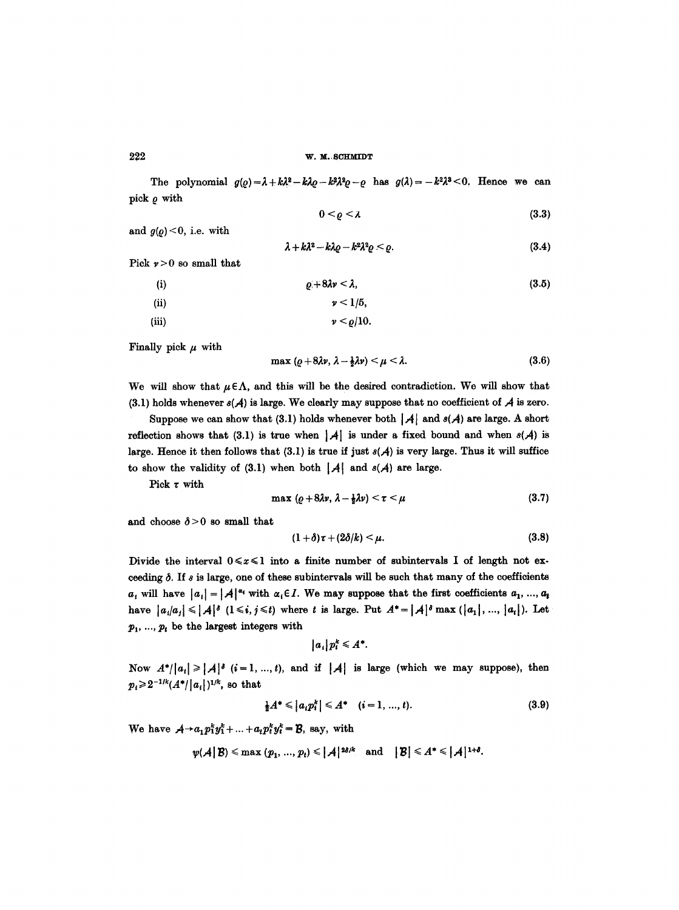The polynomial $g(\varrho)=\lambda+k\lambda^2-k\lambda\varrho-k^2\lambda^2\varrho-\varrho$ has $g(\lambda)=-k^2\lambda^3<0$. Hence we can pick $\varrho$ with

$$0<\varrho<\lambda \tag{3.3}$$

and $g(\varrho)<0$, i.e. with

$$\lambda+k\lambda^2-k\lambda\varrho-k^2\lambda^2\varrho<\varrho. \tag{3.4}$$

Pick $\nu>0$ so small that

$$\text{(i)} \qquad \varrho+8\lambda\nu<\lambda, \tag{3.5}$$

$$\text{(ii)} \qquad \nu<1/5,$$

$$\text{(iii)} \qquad \nu<\varrho/10.$$

Finally pick $\mu$ with

$$\max\left(\varrho+8\lambda\nu,\ \lambda-\tfrac{1}{2}\lambda\nu\right)<\mu<\lambda. \tag{3.6}$$

We will show that $\mu\in\Lambda$, and this will be the desired contradiction. We will show that (3.1) holds whenever $s(\mathcal{A})$ is large. We clearly may suppose that no coefficient of $\mathcal{A}$ is zero.

Suppose we can show that (3.1) holds whenever both $|\mathcal{A}|$ and $s(\mathcal{A})$ are large. A short reflection shows that (3.1) is true when $|\mathcal{A}|$ is under a fixed bound and when $s(\mathcal{A})$ is large. Hence it then follows that (3.1) is true if just $s(\mathcal{A})$ is very large. Thus it will suffice to show the validity of (3.1) when both $|\mathcal{A}|$ and $s(\mathcal{A})$ are large.

Pick $\tau$ with

$$\max\left(\varrho+8\lambda\nu,\ \lambda-\tfrac{1}{2}\lambda\nu\right)<\tau<\mu \tag{3.7}$$

and choose $\delta>0$ so small that

$$(1+\delta)\tau+(2\delta/k)<\mu. \tag{3.8}$$

Divide the interval $0\leqslant x\leqslant 1$ into a finite number of subintervals I of length not exceeding $\delta$. If $s$ is large, one of these subintervals will be such that many of the coefficients $a_i$ will have $|a_i|=|\mathcal{A}|^{\alpha_i}$ with $\alpha_i\in I$. We may suppose that the first coefficients $a_1,\ldots,a_t$ have $|a_i/a_j|\leqslant|\mathcal{A}|^{\delta}$ $(1\leqslant i,j\leqslant t)$ where $t$ is large. Put $A^*=|\mathcal{A}|^{\delta}\max(|a_1|,\ldots,|a_t|)$. Let $p_1,\ldots,p_t$ be the largest integers with

$$|a_i|p_i^k\leqslant A^*.$$

Now $A^*/|a_i|\geqslant|\mathcal{A}|^{\delta}$ $(i=1,\ldots,t)$, and if $|\mathcal{A}|$ is large (which we may suppose), then $p_i\geqslant 2^{-1/k}(A^*/|a_i|)^{1/k}$, so that

$$\tfrac{1}{2}A^*\leqslant|a_ip_i^k|\leqslant A^* \quad (i=1,\ldots,t). \tag{3.9}$$

We have $\mathcal{A}\to a_1p_1^ky_1^k+\ldots+a_tp_t^ky_t^k=\mathcal{B}$, say, with

$$\psi(\mathcal{A}\,|\,\mathcal{B})\leqslant\max(p_1,\ldots,p_t)\leqslant|\mathcal{A}|^{2\delta/k} \quad\text{and}\quad |\mathcal{B}|\leqslant A^*\leqslant|\mathcal{A}|^{1+\delta}.$$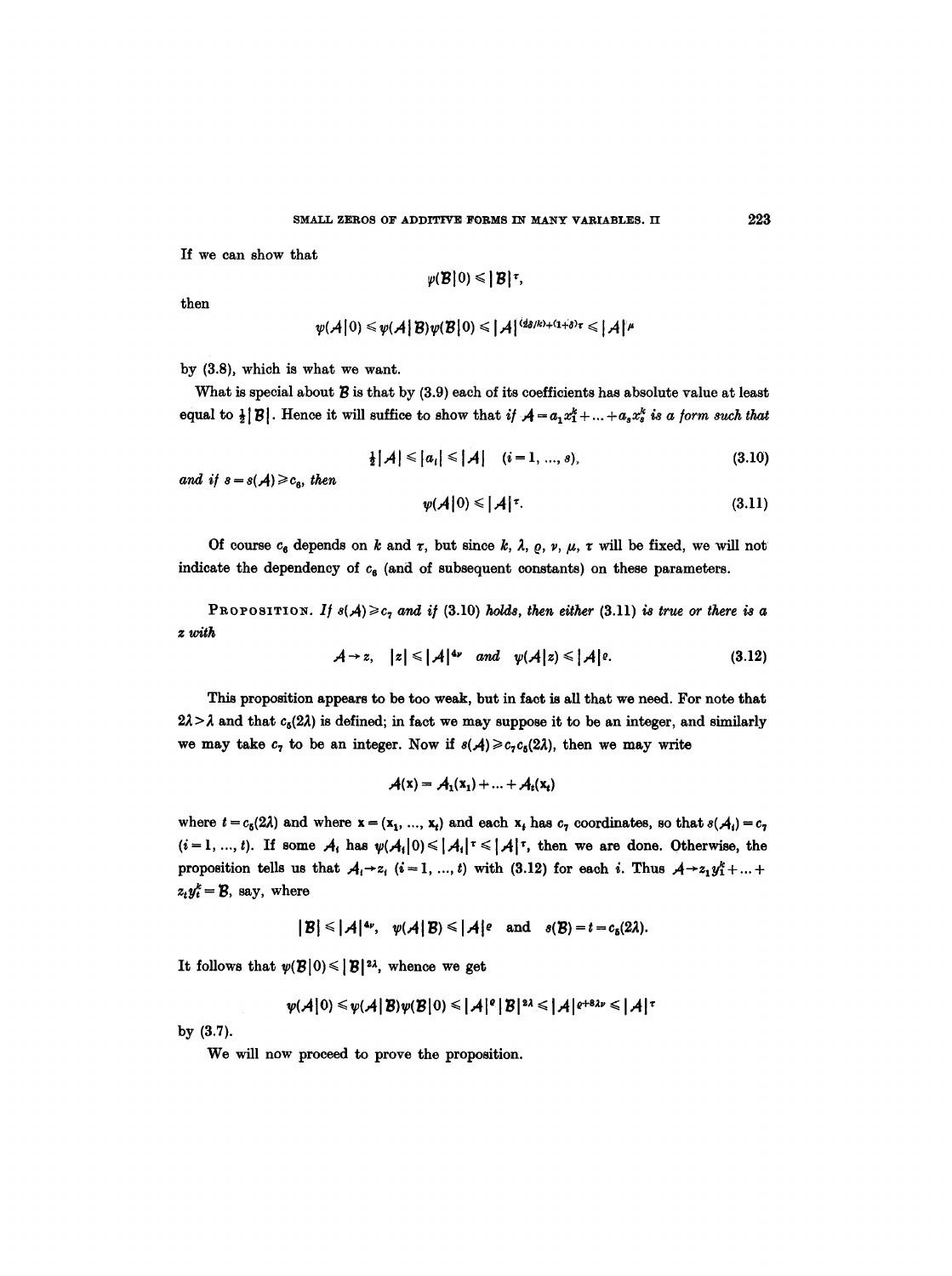If we can show that

$$\psi(\mathcal{B}|0) \leqslant |\mathcal{B}|^{\tau},$$

then

$$\psi(\mathcal{A}|0) \leqslant \psi(\mathcal{A}|\mathcal{B})\psi(\mathcal{B}|0) \leqslant |\mathcal{A}|^{(d\varrho/k)+(1+\delta)\tau} \leqslant |\mathcal{A}|^{\mu}$$

by (3.8), which is what we want.

What is special about $\mathcal{B}$ is that by (3.9) each of its coefficients has absolute value at least equal to $\frac{1}{2}|\mathcal{B}|$. Hence it will suffice to show that *if* $\mathcal{A} = a_1 x_1^k + \ldots + a_s x_s^k$ *is a form such that*

$$\tfrac{1}{2}|\mathcal{A}| \leqslant |a_i| \leqslant |\mathcal{A}| \quad (i = 1, \ldots, s), \tag{3.10}$$

*and if* $s = s(\mathcal{A}) \geqslant c_6$, *then*

$$\psi(\mathcal{A}|0) \leqslant |\mathcal{A}|^{\tau}. \tag{3.11}$$

Of course $c_6$ depends on $k$ and $\tau$, but since $k, \lambda, \varrho, \nu, \mu, \tau$ will be fixed, we will not indicate the dependency of $c_6$ (and of subsequent constants) on these parameters.

PROPOSITION. *If* $s(\mathcal{A}) \geqslant c_7$ *and if* (3.10) *holds, then either* (3.11) *is true or there is a* $z$ *with*

$$\mathcal{A} \to z, \quad |z| \leqslant |\mathcal{A}|^{4\nu} \quad \textit{and} \quad \psi(\mathcal{A}|z) \leqslant |\mathcal{A}|^{\varrho}. \tag{3.12}$$

This proposition appears to be too weak, but in fact is all that we need. For note that $2\lambda > \lambda$ and that $c_5(2\lambda)$ is defined; in fact we may suppose it to be an integer, and similarly we may take $c_7$ to be an integer. Now if $s(\mathcal{A}) \geqslant c_7 c_5(2\lambda)$, then we may write

$$\mathcal{A}(\mathbf{x}) = \mathcal{A}_1(\mathbf{x}_1) + \ldots + \mathcal{A}_t(\mathbf{x}_t)$$

where $t = c_5(2\lambda)$ and where $\mathbf{x} = (\mathbf{x}_1, \ldots, \mathbf{x}_t)$ and each $\mathbf{x}_i$ has $c_7$ coordinates, so that $s(\mathcal{A}_i) = c_7$ $(i = 1, \ldots, t)$. If some $\mathcal{A}_i$ has $\psi(\mathcal{A}_i|0) \leqslant |\mathcal{A}_i|^{\tau} \leqslant |\mathcal{A}|^{\tau}$, then we are done. Otherwise, the proposition tells us that $\mathcal{A}_i \to z_i$ $(i = 1, \ldots, t)$ with (3.12) for each $i$. Thus $\mathcal{A} \to z_1 y_1^k + \ldots + z_t y_t^k = \mathcal{B}$, say, where

$$|\mathcal{B}| \leqslant |\mathcal{A}|^{4\nu}, \quad \psi(\mathcal{A}|\mathcal{B}) \leqslant |\mathcal{A}|^{\varrho} \quad \text{and} \quad s(\mathcal{B}) = t = c_5(2\lambda).$$

It follows that $\psi(\mathcal{B}|0) \leqslant |\mathcal{B}|^{2\lambda}$, whence we get

$$\psi(\mathcal{A}|0) \leqslant \psi(\mathcal{A}|\mathcal{B})\psi(\mathcal{B}|0) \leqslant |\mathcal{A}|^{\varrho}|\mathcal{B}|^{2\lambda} \leqslant |\mathcal{A}|^{\varrho + 8\lambda\nu} \leqslant |\mathcal{A}|^{\tau}$$

by (3.7).

We will now proceed to prove the proposition.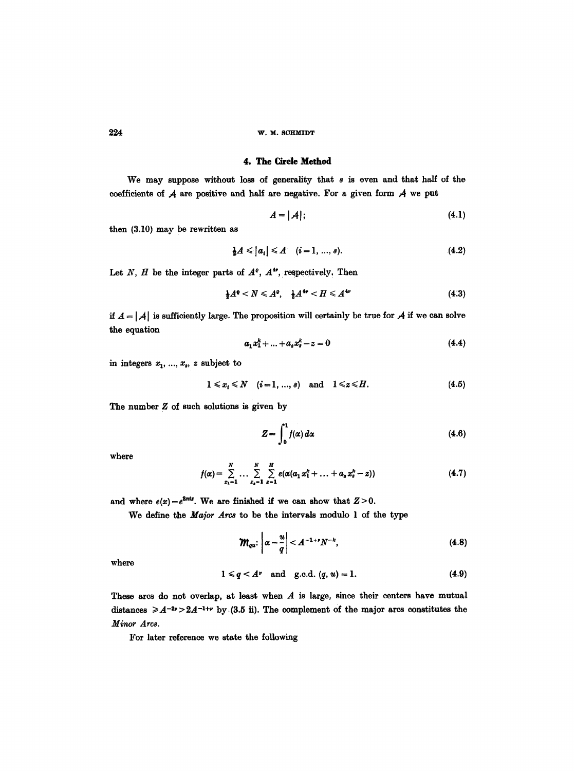## 4. The Circle Method

We may suppose without loss of generality that $s$ is even and that half of the coefficients of $\mathcal{A}$ are positive and half are negative. For a given form $\mathcal{A}$ we put

$$A = |\mathcal{A}|; \tag{4.1}$$

then (3.10) may be rewritten as

$$\tfrac{1}{2}A \leqslant |a_i| \leqslant A \quad (i=1, \dots, s). \tag{4.2}$$

Let $N$, $H$ be the integer parts of $A^{\varrho}$, $A^{4\nu}$, respectively. Then

$$\tfrac{1}{2}A^{\varrho} < N \leqslant A^{\varrho}, \quad \tfrac{1}{2}A^{4\nu} < H \leqslant A^{4\nu} \tag{4.3}$$

if $A = |\mathcal{A}|$ is sufficiently large. The proposition will certainly be true for $\mathcal{A}$ if we can solve the equation

$$a_1 x_1^k + \dots + a_s x_s^k - z = 0 \tag{4.4}$$

in integers $x_1, \dots, x_s$, $z$ subject to

$$1 \leqslant x_i \leqslant N \quad (i=1, \dots, s) \quad \text{and} \quad 1 \leqslant z \leqslant H. \tag{4.5}$$

The number $Z$ of such solutions is given by

$$Z = \int_0^1 f(\alpha)\, d\alpha \tag{4.6}$$

where

$$f(\alpha) = \sum_{x_1=1}^{N} \dots \sum_{x_s=1}^{N} \sum_{z=1}^{H} e(\alpha(a_1 x_1^k + \dots + a_s x_s^k - z)) \tag{4.7}$$

and where $e(x) = e^{2\pi i x}$. We are finished if we can show that $Z > 0$.

We define the *Major Arcs* to be the intervals modulo 1 of the type

$$\mathfrak{M}_{qu}: \left| \alpha - \frac{u}{q} \right| < A^{-1+\nu} N^{-k}, \tag{4.8}$$

where

$$1 \leqslant q < A^{\nu} \quad \text{and} \quad \text{g.c.d.}\ (q, u) = 1. \tag{4.9}$$

These arcs do not overlap, at least when $A$ is large, since their centers have mutual distances $\geqslant A^{-2\nu} > 2A^{-1+\nu}$ by (3.5 ii). The complement of the major arcs constitutes the *Minor Arcs*.

For later reference we state the following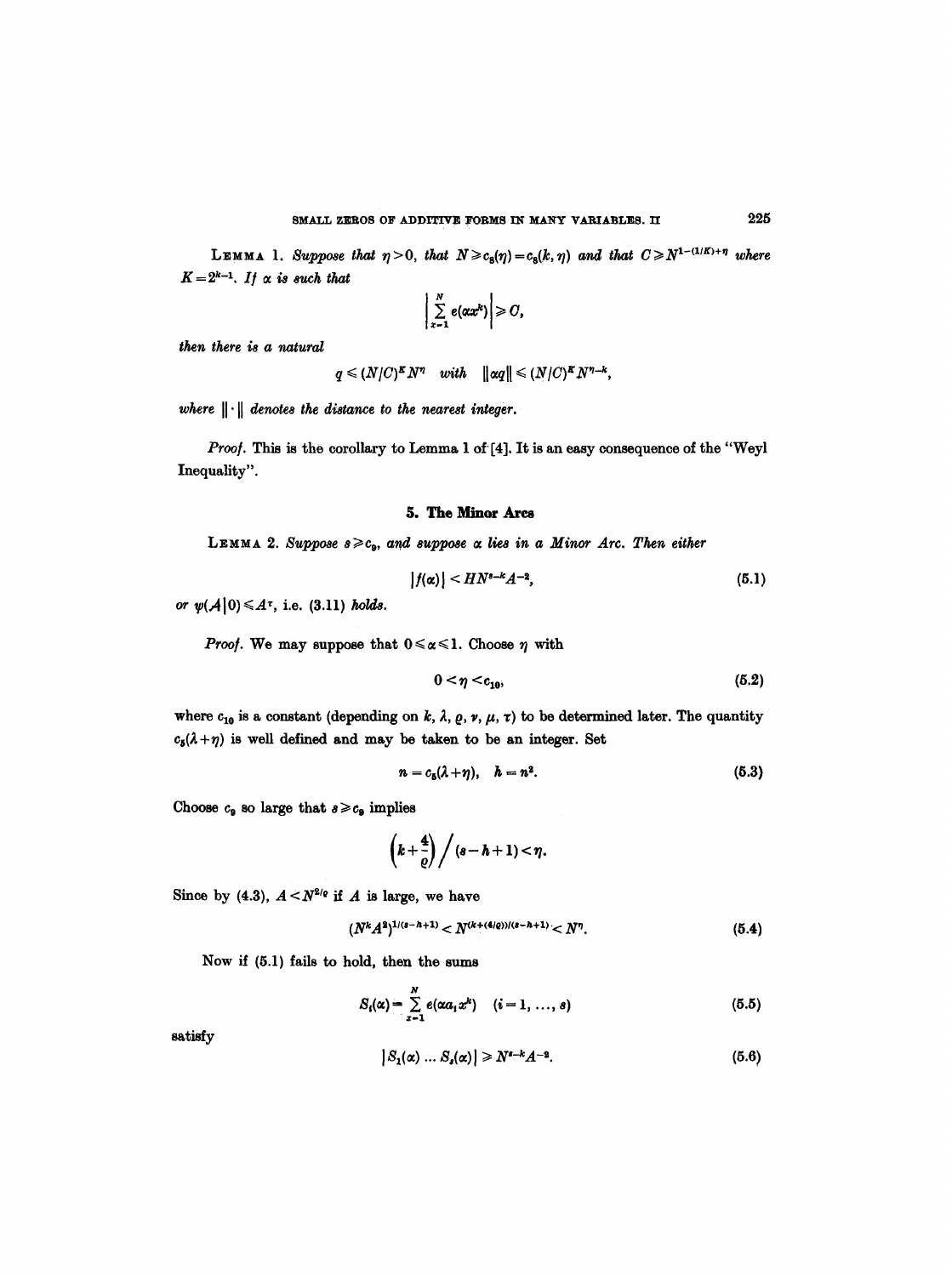**Lemma 1.** *Suppose that $\eta > 0$, that $N \geqslant c_8(\eta) = c_8(k, \eta)$ and that $C \geqslant N^{1-(1/K)+\eta}$ where $K = 2^{k-1}$. If $\alpha$ is such that*

$$\left| \sum_{x=1}^{N} e(\alpha x^k) \right| \geqslant C,$$

*then there is a natural*

$$q \leqslant (N/C)^K N^\eta \quad \textit{with} \quad \|\alpha q\| \leqslant (N/C)^K N^{\eta - k},$$

*where $\|\cdot\|$ denotes the distance to the nearest integer.*

*Proof.* This is the corollary to Lemma 1 of [4]. It is an easy consequence of the "Weyl Inequality".

## 5. The Minor Arcs

**Lemma 2.** *Suppose $s \geqslant c_9$, and suppose $\alpha$ lies in a Minor Arc. Then either*

$$|f(\alpha)| < HN^{s-k}A^{-2}, \tag{5.1}$$

*or $\psi(\mathcal{A}|0) \leqslant A^\tau$*, i.e. (3.11) *holds.*

*Proof.* We may suppose that $0 \leqslant \alpha \leqslant 1$. Choose $\eta$ with

$$0 < \eta < c_{10}, \tag{5.2}$$

where $c_{10}$ is a constant (depending on $k$, $\lambda$, $\varrho$, $\nu$, $\mu$, $\tau$) to be determined later. The quantity $c_5(\lambda + \eta)$ is well defined and may be taken to be an integer. Set

$$n = c_5(\lambda + \eta), \quad h = n^2. \tag{5.3}$$

Choose $c_9$ so large that $s \geqslant c_9$ implies

$$\left(k + \frac{4}{\varrho}\right) \Big/ (s - h + 1) < \eta.$$

Since by (4.3), $A < N^{2/\varrho}$ if $A$ is large, we have

$$(N^k A^2)^{1/(s-h+1)} < N^{(k+(4/\varrho))/(s-h+1)} < N^\eta. \tag{5.4}$$

Now if (5.1) fails to hold, then the sums

$$S_i(\alpha) = \sum_{x=1}^{N} e(\alpha a_i x^k) \quad (i = 1, \ldots, s) \tag{5.5}$$

satisfy

$$|S_1(\alpha) \ldots S_s(\alpha)| \geqslant N^{s-k}A^{-2}. \tag{5.6}$$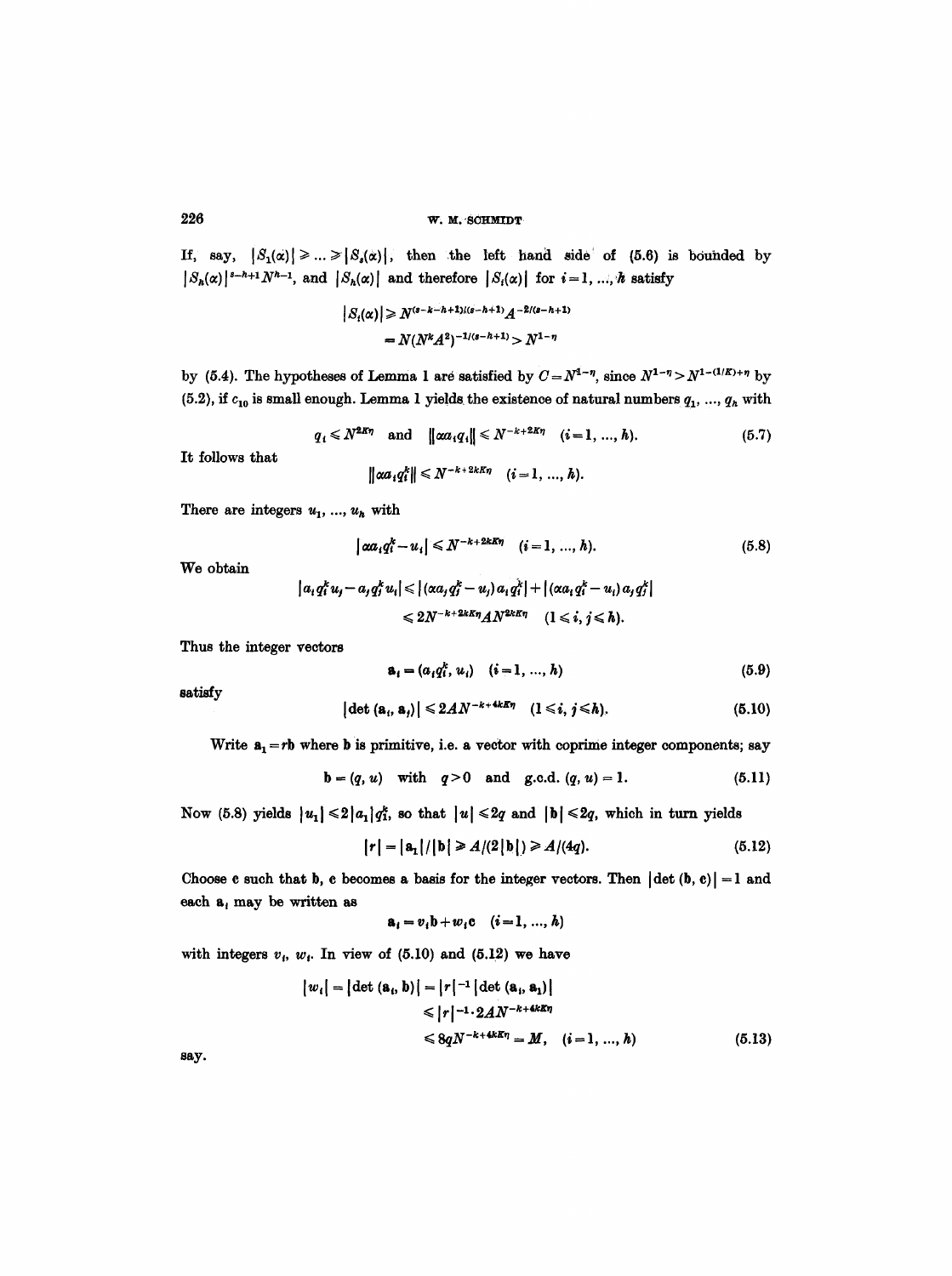If, say, $|S_1(\alpha)| \geq \ldots \geq |S_s(\alpha)|$, then the left hand side of (5.6) is bounded by $|S_h(\alpha)|^{s-h+1} N^{h-1}$, and $|S_h(\alpha)|$ and therefore $|S_i(\alpha)|$ for $i = 1, \ldots, h$ satisfy

$$|S_i(\alpha)| \geq N^{(s-k-h+1)/(s-h+1)} A^{-2/(s-h+1)}$$
$$= N(N^k A^2)^{-1/(s-h+1)} > N^{1-\eta}$$

by (5.4). The hypotheses of Lemma 1 are satisfied by $C = N^{1-\eta}$, since $N^{1-\eta} > N^{1-(1/K)+\eta}$ by (5.2), if $c_{10}$ is small enough. Lemma 1 yields the existence of natural numbers $q_1, \ldots, q_h$ with

$$q_i \leq N^{2K\eta} \quad \text{and} \quad \|\alpha a_i q_i\| \leq N^{-k+2K\eta} \quad (i = 1, \ldots, h). \tag{5.7}$$

It follows that

$$\|\alpha a_i q_i^k\| \leq N^{-k+2kK\eta} \quad (i = 1, \ldots, h).$$

There are integers $u_1, \ldots, u_h$ with

$$|\alpha a_i q_i^k - u_i| \leq N^{-k+2kK\eta} \quad (i = 1, \ldots, h). \tag{5.8}$$

We obtain

$$|a_i q_i^k u_j - a_j q_j^k u_i| \leq |(\alpha a_j q_j^k - u_j) a_i q_i^k| + |(\alpha a_i q_i^k - u_i) a_j q_j^k|$$
$$\leq 2N^{-k+2kK\eta} A N^{2kK\eta} \quad (1 \leq i, j \leq h).$$

Thus the integer vectors

$$\mathbf{a}_i = (a_i q_i^k, u_i) \quad (i = 1, \ldots, h) \tag{5.9}$$

satisfy

$$|\det(\mathbf{a}_i, \mathbf{a}_j)| \leq 2AN^{-k+4kK\eta} \quad (1 \leq i, j \leq h). \tag{5.10}$$

Write $\mathbf{a}_1 = r\mathbf{b}$ where $\mathbf{b}$ is primitive, i.e. a vector with coprime integer components; say

$$\mathbf{b} = (q, u) \quad \text{with} \quad q > 0 \quad \text{and} \quad \text{g.c.d.}\,(q, u) = 1. \tag{5.11}$$

Now (5.8) yields $|u_1| \leq 2|a_1| q_1^k$, so that $|u| \leq 2q$ and $|\mathbf{b}| \leq 2q$, which in turn yields

$$|r| = |\mathbf{a}_1| / |\mathbf{b}| \geq A/(2|\mathbf{b}|) \geq A/(4q). \tag{5.12}$$

Choose $\mathbf{c}$ such that $\mathbf{b}, \mathbf{c}$ becomes a basis for the integer vectors. Then $|\det(\mathbf{b}, \mathbf{c})| = 1$ and each $\mathbf{a}_i$ may be written as

$$\mathbf{a}_i = v_i \mathbf{b} + w_i \mathbf{c} \quad (i = 1, \ldots, h)$$

with integers $v_i$, $w_i$. In view of (5.10) and (5.12) we have

$$|w_i| = |\det(\mathbf{a}_i, \mathbf{b})| = |r|^{-1} |\det(\mathbf{a}_i, \mathbf{a}_1)|$$
$$\leq |r|^{-1} \cdot 2AN^{-k+4kK\eta}$$
$$\leq 8qN^{-k+4kK\eta} = M, \quad (i = 1, \ldots, h) \tag{5.13}$$

say.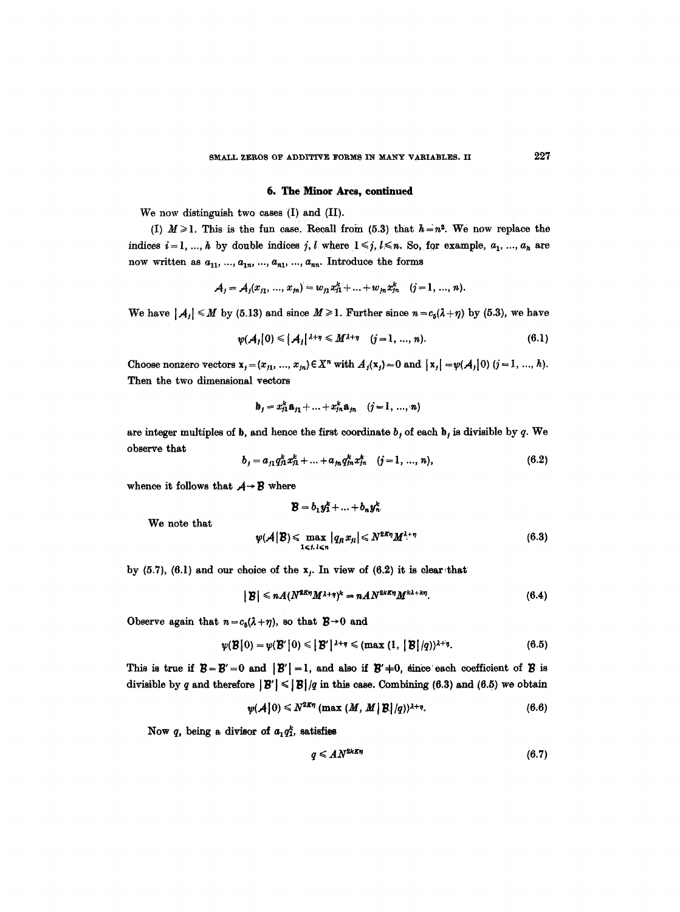## 6. The Minor Arcs, continued

We now distinguish two cases (I) and (II).

(I) $M \geqslant 1$. This is the fun case. Recall from (5.3) that $h = n^2$. We now replace the indices $i = 1, \ldots, h$ by double indices $j, l$ where $1 \leqslant j, l \leqslant n$. So, for example, $a_1, \ldots, a_h$ are now written as $a_{11}, \ldots, a_{1n}, \ldots, a_{n1}, \ldots, a_{nn}$. Introduce the forms

$$\mathcal{A}_j = \mathcal{A}_j(x_{j1}, \ldots, x_{jn}) = w_{j1} x_{j1}^k + \ldots + w_{jn} x_{jn}^k \quad (j = 1, \ldots, n).$$

We have $|\mathcal{A}_j| \leqslant M$ by (5.13) and since $M \geqslant 1$. Further since $n = c_5(\lambda + \eta)$ by (5.3), we have

$$\psi(\mathcal{A}_j | 0) \leqslant |\mathcal{A}_j|^{\lambda + \eta} \leqslant M^{\lambda + \eta} \quad (j = 1, \ldots, n). \tag{6.1}$$

Choose nonzero vectors $\mathbf{x}_j = (x_{j1}, \ldots, x_{jn}) \in X^n$ with $A_j(\mathbf{x}_j) = 0$ and $|\mathbf{x}_j| = \psi(\mathcal{A}_j | 0)$ $(j = 1, \ldots, h)$. Then the two dimensional vectors

$$\mathfrak{b}_j = x_{j1}^k \mathfrak{a}_{j1} + \ldots + x_{jn}^k \mathfrak{a}_{jn} \quad (j = 1, \ldots, n)$$

are integer multiples of $\mathfrak{b}$, and hence the first coordinate $b_j$ of each $\mathfrak{b}_j$ is divisible by $q$. We observe that

$$b_j = a_{j1} q_{j1}^k x_{j1}^k + \ldots + a_{jn} q_{jn}^k x_{jn}^k \quad (j = 1, \ldots, n), \tag{6.2}$$

whence it follows that $\mathcal{A} \to \mathcal{B}$ where

$$\mathcal{B} = b_1 y_1^k + \ldots + b_n y_n^k.$$

We note that

$$\psi(\mathcal{A} | \mathcal{B}) \leqslant \max_{1 \leqslant j, l \leqslant n} |q_{jl} x_{jl}| \leqslant N^{2K\eta} M^{\lambda + \eta} \tag{6.3}$$

by (5.7), (6.1) and our choice of the $\mathbf{x}_j$. In view of (6.2) it is clear that

$$|\mathcal{B}| \leqslant nA(N^{2K\eta} M^{\lambda + \eta})^k = nAN^{2kK\eta} M^{k\lambda + k\eta}. \tag{6.4}$$

Observe again that $n = c_5(\lambda + \eta)$, so that $\mathcal{B} \to 0$ and

$$\psi(\mathcal{B} | 0) = \psi(\mathcal{B}' | 0) \leqslant |\mathcal{B}'|^{\lambda + \eta} \leqslant (\max(1, |\mathcal{B}|/q))^{\lambda + \eta}. \tag{6.5}$$

This is true if $\mathcal{B} = \mathcal{B}' = 0$ and $|\mathcal{B}'| = 1$, and also if $\mathcal{B}' \neq 0$, since each coefficient of $\mathcal{B}$ is divisible by $q$ and therefore $|\mathcal{B}'| \leqslant |\mathcal{B}|/q$ in this case. Combining (6.3) and (6.5) we obtain

$$\psi(\mathcal{A} | 0) \leqslant N^{2K\eta} (\max(M, M|\mathcal{B}|/q))^{\lambda + \eta}. \tag{6.6}$$

Now $q$, being a divisor of $a_1 q_1^k$, satisfies

$$q \leqslant AN^{2kK\eta} \tag{6.7}$$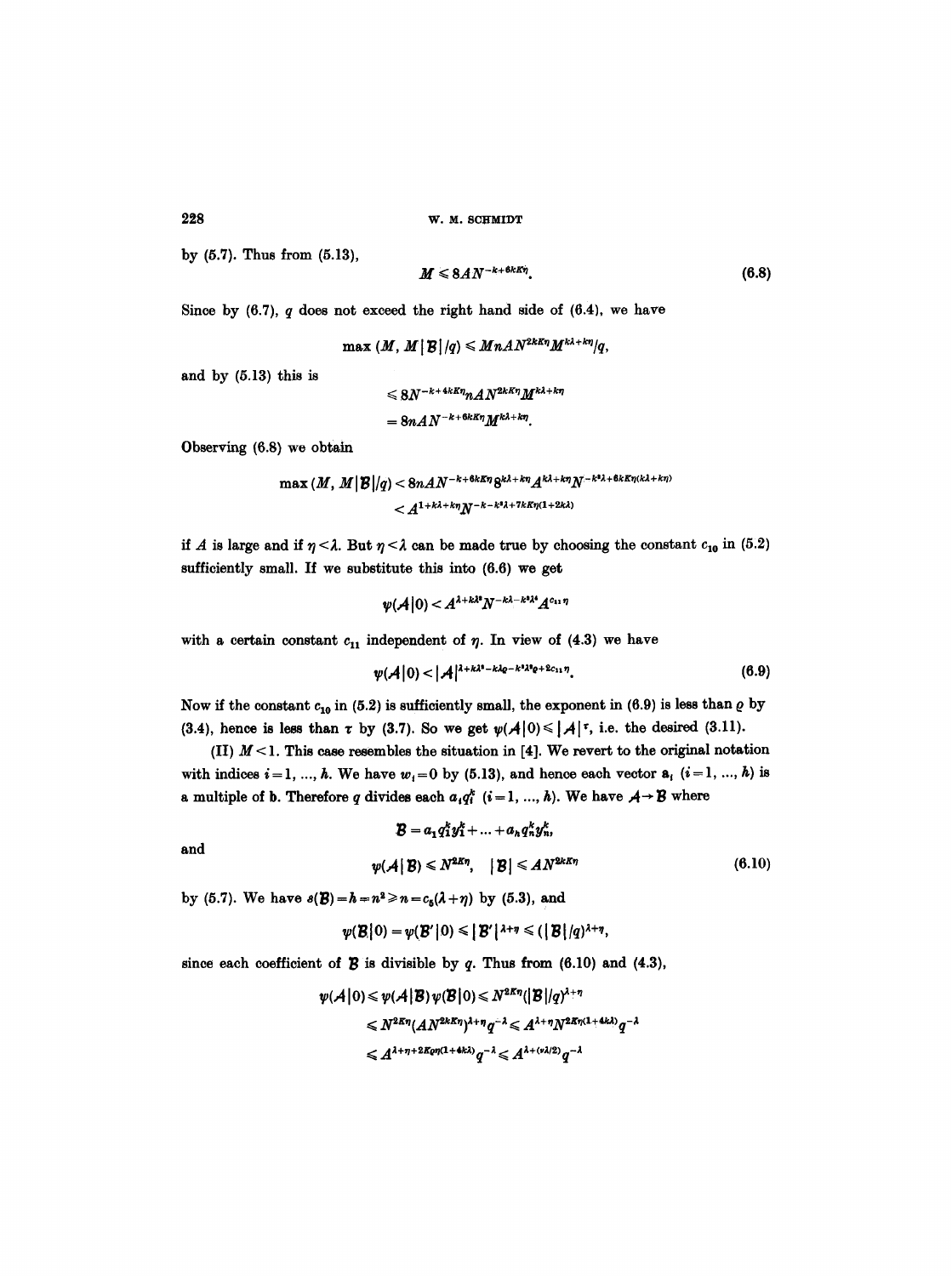by (5.7). Thus from (5.13),

$$M \leqslant 8AN^{-k+6kK\eta}. \tag{6.8}$$

Since by (6.7), $q$ does not exceed the right hand side of (6.4), we have

$$\max(M, M|\mathcal{B}|/q) \leqslant MnAN^{2kK\eta}M^{k\lambda+k\eta}/q,$$

and by (5.13) this is

$$\leqslant 8N^{-k+4kK\eta}nAN^{2kK\eta}M^{k\lambda+k\eta}$$
$$= 8nAN^{-k+6kK\eta}M^{k\lambda+k\eta}.$$

Observing (6.8) we obtain

$$\max(M, M|\mathcal{B}|/q) < 8nAN^{-k+6kK\eta}8^{k\lambda+k\eta}A^{k\lambda+k\eta}N^{-k^2\lambda+6kK\eta(k\lambda+k\eta)}$$
$$< A^{1+k\lambda+k\eta}N^{-k-k^2\lambda+7kK\eta(1+2k\lambda)}$$

if $A$ is large and if $\eta < \lambda$. But $\eta < \lambda$ can be made true by choosing the constant $c_{10}$ in (5.2) sufficiently small. If we substitute this into (6.6) we get

$$\psi(\mathcal{A}|0) < A^{\lambda+k\lambda^2}N^{-k\lambda-k^2\lambda^2}A^{c_{11}\eta}$$

with a certain constant $c_{11}$ independent of $\eta$. In view of (4.3) we have

$$\psi(\mathcal{A}|0) < |\mathcal{A}|^{\lambda+k\lambda^2-k\lambda\varrho-k^2\lambda^2\varrho+2c_{11}\eta}. \tag{6.9}$$

Now if the constant $c_{10}$ in (5.2) is sufficiently small, the exponent in (6.9) is less than $\varrho$ by (3.4), hence is less than $\tau$ by (3.7). So we get $\psi(\mathcal{A}|0) \leqslant |\mathcal{A}|^\tau$, i.e. the desired (3.11).

(II) $M < 1$. This case resembles the situation in [4]. We revert to the original notation with indices $i = 1, \ldots, h$. We have $w_i = 0$ by (5.13), and hence each vector $\mathbf{a}_i$ $(i = 1, \ldots, h)$ is a multiple of $\mathbf{b}$. Therefore $q$ divides each $a_i q_i^k$ $(i = 1, \ldots, h)$. We have $\mathcal{A} \to \mathcal{B}$ where

$$\mathcal{B} = a_1 q_1^k y_1^k + \ldots + a_h q_n^k y_n^k,$$

and

$$\psi(\mathcal{A}|\mathcal{B}) \leqslant N^{2K\eta}, \quad |\mathcal{B}| \leqslant AN^{2kK\eta} \tag{6.10}$$

by (5.7). We have $s(\mathcal{B}) = h = n^2 \geqslant n = c_5(\lambda+\eta)$ by (5.3), and

$$\psi(\mathcal{B}|0) = \psi(\mathcal{B}'|0) \leqslant |\mathcal{B}'|^{\lambda+\eta} \leqslant (|\mathcal{B}|/q)^{\lambda+\eta},$$

since each coefficient of $\mathcal{B}$ is divisible by $q$. Thus from (6.10) and (4.3),

$$\psi(\mathcal{A}|0) \leqslant \psi(\mathcal{A}|\mathcal{B})\psi(\mathcal{B}|0) \leqslant N^{2K\eta}(|\mathcal{B}|/q)^{\lambda+\eta}$$
$$\leqslant N^{2K\eta}(AN^{2kK\eta})^{\lambda+\eta}q^{-\lambda} \leqslant A^{\lambda+\eta}N^{2K\eta(1+4k\lambda)}q^{-\lambda}$$
$$\leqslant A^{\lambda+\eta+2K\varrho\eta(1+4k\lambda)}q^{-\lambda} \leqslant A^{\lambda+(\nu\lambda/2)}q^{-\lambda}$$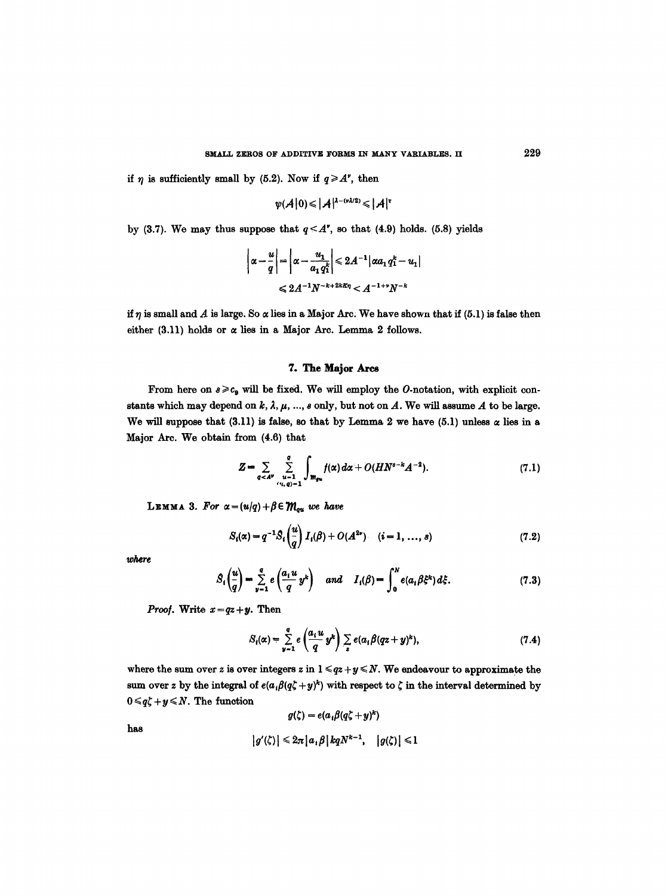if $\eta$ is sufficiently small by (5.2). Now if $q \geqslant A^\nu$, then

$$\psi(\mathcal{A}\,|\,0) \leqslant |\mathcal{A}|^{\lambda-(\nu\lambda/2)} \leqslant |\mathcal{A}|^\tau$$

by (3.7). We may thus suppose that $q < A^\nu$, so that (4.9) holds. (5.8) yields

$$\left|\alpha - \frac{u}{q}\right| = \left|\alpha - \frac{u_1}{a_1 q_1^k}\right| \leqslant 2A^{-1}|\alpha a_1 q_1^k - u_1|$$

$$\leqslant 2A^{-1}N^{-k+2kK\eta} < A^{-1+\nu}N^{-k}$$

if $\eta$ is small and $A$ is large. So $\alpha$ lies in a Major Arc. We have shown that if (5.1) is false then either (3.11) holds or $\alpha$ lies in a Major Arc. Lemma 2 follows.

## 7. The Major Arcs

From here on $s \geqslant c_0$ will be fixed. We will employ the $O$-notation, with explicit constants which may depend on $k, \lambda, \mu, \ldots, s$ only, but not on $A$. We will assume $A$ to be large. We will suppose that (3.11) is false, so that by Lemma 2 we have (5.1) unless $\alpha$ lies in a Major Arc. We obtain from (4.6) that

$$Z = \sum_{q < A^\nu} \sum_{\substack{u=1 \\ (u,q)=1}}^{q} \int_{\mathfrak{M}_{qu}} f(\alpha)\, d\alpha + O(HN^{s-k}A^{-2}). \tag{7.1}$$

**Lemma 3.** *For* $\alpha = (u/q) + \beta \in \mathfrak{M}_{qu}$ *we have*

$$S_i(\alpha) = q^{-1}\mathcal{S}_i\left(\frac{u}{q}\right) I_i(\beta) + O(A^{2\nu}) \quad (i = 1, \ldots, s) \tag{7.2}$$

*where*

$$\mathcal{S}_i\left(\frac{u}{q}\right) = \sum_{y=1}^{q} e\left(\frac{a_i u}{q} y^k\right) \quad \textit{and} \quad I_i(\beta) = \int_0^N e(a_i \beta \xi^k)\, d\xi. \tag{7.3}$$

*Proof.* Write $x = qz + y$. Then

$$S_i(\alpha) = \sum_{y=1}^{q} e\left(\frac{a_i u}{q} y^k\right) \sum_z e(a_i \beta (qz + y)^k), \tag{7.4}$$

where the sum over $z$ is over integers $z$ in $1 \leqslant qz + y \leqslant N$. We endeavour to approximate the sum over $z$ by the integral of $e(a_i\beta(q\zeta + y)^k)$ with respect to $\zeta$ in the interval determined by $0 \leqslant q\zeta + y \leqslant N$. The function

$$g(\zeta) = e(a_i \beta (q\zeta + y)^k)$$

has

$$|g'(\zeta)| \leqslant 2\pi |a_i \beta| kqN^{k-1}, \quad |g(\zeta)| \leqslant 1$$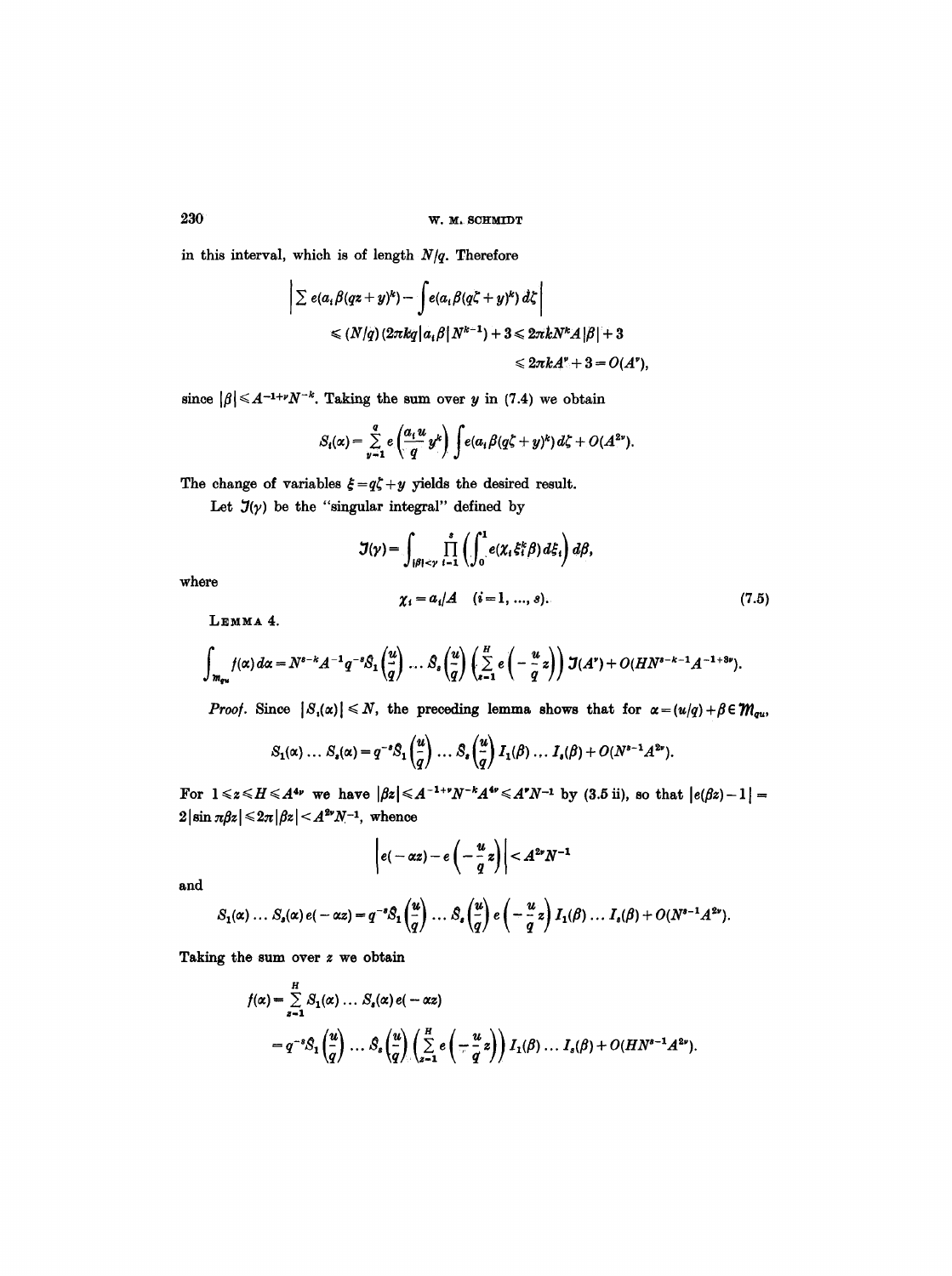in this interval, which is of length $N/q$. Therefore

$$\left|\sum e(a_i\beta(qz+y)^k) - \int e(a_i\beta(q\zeta+y)^k)\,d\zeta\right|$$
$$\leqslant (N/q)(2\pi kq|a_i\beta|N^{k-1}) + 3 \leqslant 2\pi kN^kA|\beta| + 3$$
$$\leqslant 2\pi kA^\nu + 3 = O(A^\nu),$$

since $|\beta| \leqslant A^{-1+\nu}N^{-k}$. Taking the sum over $y$ in (7.4) we obtain

$$S_i(\alpha) = \sum_{y=1}^{q} e\left(\frac{a_i u}{q} y^k\right) \int e(a_i\beta(q\zeta+y)^k)\,d\zeta + O(A^{2\nu}).$$

The change of variables $\xi = q\zeta + y$ yields the desired result.

Let $\mathcal{J}(\gamma)$ be the "singular integral" defined by

$$\mathcal{J}(\gamma) = \int_{|\beta|<\gamma} \prod_{i=1}^{s} \left(\int_0^1 e(\chi_i \xi_i^k \beta)\,d\xi_i\right) d\beta,$$

where

$$\chi_i = a_i/A \quad (i=1, \ldots, s). \tag{7.5}$$

LEMMA 4.

$$\int_{\mathfrak{M}_{qu}} f(\alpha)\,d\alpha = N^{s-k}A^{-1}q^{-s}\mathcal{S}_1\left(\frac{u}{q}\right) \ldots \mathcal{S}_s\left(\frac{u}{q}\right)\left(\sum_{z=1}^{H} e\left(-\frac{u}{q}z\right)\right)\mathcal{J}(A^\nu) + O(HN^{s-k-1}A^{-1+3\nu}).$$

*Proof.* Since $|S_i(\alpha)| \leqslant N$, the preceding lemma shows that for $\alpha = (u/q) + \beta \in \mathfrak{M}_{qu}$,

$$S_1(\alpha) \ldots S_s(\alpha) = q^{-s}\mathcal{S}_1\left(\frac{u}{q}\right) \ldots \mathcal{S}_s\left(\frac{u}{q}\right) I_1(\beta) \ldots I_s(\beta) + O(N^{s-1}A^{2\nu}).$$

For $1 \leqslant z \leqslant H \leqslant A^{4\nu}$ we have $|\beta z| \leqslant A^{-1+\nu}N^{-k}A^{4\nu} \leqslant A^\nu N^{-1}$ by (3.5 ii), so that $|e(\beta z) - 1| = 2|\sin \pi\beta z| \leqslant 2\pi|\beta z| < A^{2\nu}N^{-1}$, whence

$$\left|e(-\alpha z) - e\left(-\frac{u}{q}z\right)\right| < A^{2\nu}N^{-1}$$

and

$$S_1(\alpha) \ldots S_s(\alpha)\,e(-\alpha z) = q^{-s}\mathcal{S}_1\left(\frac{u}{q}\right) \ldots \mathcal{S}_s\left(\frac{u}{q}\right) e\left(-\frac{u}{q}z\right) I_1(\beta) \ldots I_s(\beta) + O(N^{s-1}A^{2\nu}).$$

Taking the sum over $z$ we obtain

$$f(\alpha) = \sum_{z=1}^{H} S_1(\alpha) \ldots S_s(\alpha)\,e(-\alpha z)$$
$$= q^{-s}\mathcal{S}_1\left(\frac{u}{q}\right) \ldots \mathcal{S}_s\left(\frac{u}{q}\right)\left(\sum_{z=1}^{H} e\left(-\frac{u}{q}z\right)\right) I_1(\beta) \ldots I_s(\beta) + O(HN^{s-1}A^{2\nu}).$$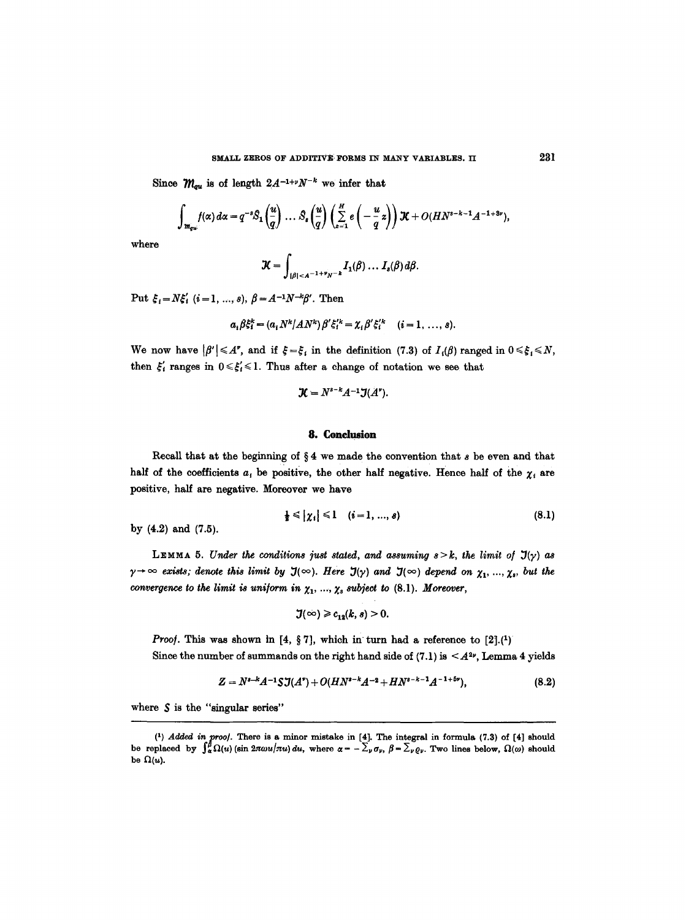Since $\mathfrak{M}_{qu}$ is of length $2A^{-1+\nu}N^{-k}$ we infer that

$$\int_{\mathfrak{M}_{qu}} f(\alpha)\,d\alpha = q^{-s}S_1\left(\frac{u}{q}\right)\dots S_s\left(\frac{u}{q}\right)\left(\sum_{z=1}^{H} e\left(-\frac{u}{q}z\right)\right)\mathcal{K} + O(HN^{s-k-1}A^{-1+3\nu}),$$

where

$$\mathcal{K} = \int_{|\beta|<A^{-1+\nu}N^{-k}} I_1(\beta)\dots I_s(\beta)\,d\beta.$$

Put $\xi_i = N\xi_i'$ $(i=1,\dots,s)$, $\beta = A^{-1}N^{-k}\beta'$. Then

$$a_i\beta\xi_i^k = (a_iN^k/AN^k)\beta'\xi_i'^k = \chi_i\beta'\xi_i'^k \quad (i=1,\dots,s).$$

We now have $|\beta'| \leqslant A^{\nu}$, and if $\xi = \xi_i$ in the definition (7.3) of $I_i(\beta)$ ranged in $0 \leqslant \xi_i \leqslant N$, then $\xi_i'$ ranges in $0 \leqslant \xi_i' \leqslant 1$. Thus after a change of notation we see that

$$\mathcal{K} = N^{s-k}A^{-1}\mathcal{J}(A^{\nu}).$$

## 8. Conclusion

Recall that at the beginning of § 4 we made the convention that $s$ be even and that half of the coefficients $a_i$ be positive, the other half negative. Hence half of the $\chi_i$ are positive, half are negative. Moreover we have

$$\tfrac{1}{2} \leqslant |\chi_i| \leqslant 1 \quad (i=1,\dots,s) \tag{8.1}$$

by (4.2) and (7.5).

LEMMA 5. *Under the conditions just stated, and assuming $s>k$, the limit of $\mathcal{J}(\gamma)$ as $\gamma\to\infty$ exists; denote this limit by $\mathcal{J}(\infty)$. Here $\mathcal{J}(\gamma)$ and $\mathcal{J}(\infty)$ depend on $\chi_1,\dots,\chi_s$, but the convergence to the limit is uniform in $\chi_1,\dots,\chi_s$ subject to* (8.1). *Moreover,*

$$\mathcal{J}(\infty) \geqslant c_{12}(k,s) > 0.$$

*Proof.* This was shown in [4, § 7], which in turn had a reference to [2].[1]

Since the number of summands on the right hand side of (7.1) is $< A^{2\nu}$, Lemma 4 yields

$$Z = N^{s-k}A^{-1}S\mathcal{J}(A^{\nu}) + O(HN^{s-k}A^{-2} + HN^{s-k-1}A^{-1+5\nu}), \tag{8.2}$$

where $S$ is the "singular series"

---

[1] *Added in proof.* There is a minor mistake in [4]. The integral in formula (7.3) of [4] should be replaced by $\int_\alpha^\beta \Omega(u)(\sin 2\pi\omega u/\pi u)\,du$, where $\alpha = -\sum_\nu \sigma_\nu$, $\beta = \sum_\nu \varrho_\nu$. Two lines below, $\Omega(\omega)$ should be $\Omega(u)$.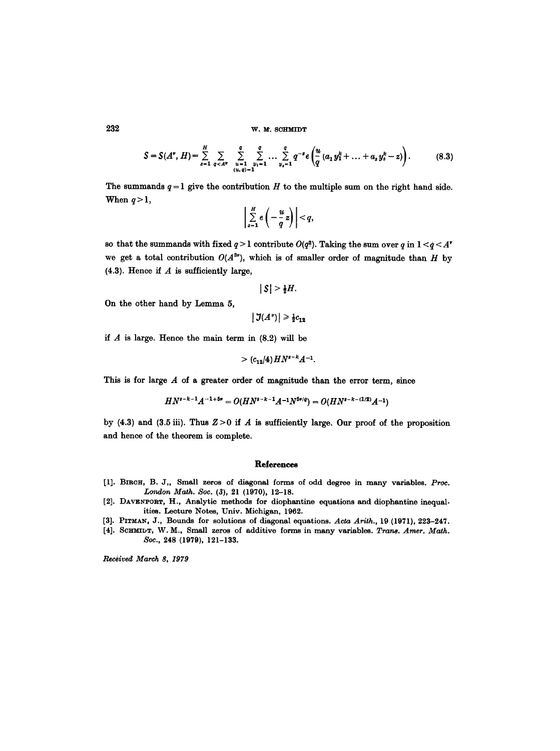$$S = S(A^\nu, H) = \sum_{z=1}^{H} \sum_{q<A^\nu} \sum_{\substack{u=1 \\ (u,q)=1}}^{q} \sum_{y_1=1}^{q} \dots \sum_{y_s=1}^{q} q^{-s} e\left(\frac{u}{q}(a_1 y_1^k + \dots + a_s y_s^k - z)\right). \tag{8.3}$$

The summands $q=1$ give the contribution $H$ to the multiple sum on the right hand side. When $q>1$,

$$\left| \sum_{z=1}^{H} e\left(-\frac{u}{q} z\right) \right| < q,$$

so that the summands with fixed $q>1$ contribute $O(q^2)$. Taking the sum over $q$ in $1<q<A^\nu$ we get a total contribution $O(A^{3\nu})$, which is of smaller order of magnitude than $H$ by (4.3). Hence if $A$ is sufficiently large,

$$|S| > \tfrac{1}{2}H.$$

On the other hand by Lemma 5,

$$|\mathfrak{J}(A^\nu)| \geqslant \tfrac{1}{2}c_{12}$$

if $A$ is large. Hence the main term in (8.2) will be

$$> (c_{12}/4) H N^{s-k} A^{-1}.$$

This is for large $A$ of a greater order of magnitude than the error term, since

$$HN^{s-k-1}A^{-1+5\nu} = O(HN^{s-k-1}A^{-1}N^{5\nu/\varrho}) = O(HN^{s-k-(1/2)}A^{-1})$$

by (4.3) and (3.5 iii). Thus $Z>0$ if $A$ is sufficiently large. Our proof of the proposition and hence of the theorem is complete.

## References

[1]. Birch, B. J., Small zeros of diagonal forms of odd degree in many variables. *Proc. London Math. Soc.* (3), 21 (1970), 12–18.

[2]. Davenport, H., Analytic methods for diophantine equations and diophantine inequalities. Lecture Notes, Univ. Michigan, 1962.

[3]. Pitman, J., Bounds for solutions of diagonal equations. *Acta Arith.*, 19 (1971), 223–247.

[4]. Schmidt, W. M., Small zeros of additive forms in many variables. *Trans. Amer. Math. Soc.*, 248 (1979), 121–133.

*Received March 8, 1979*